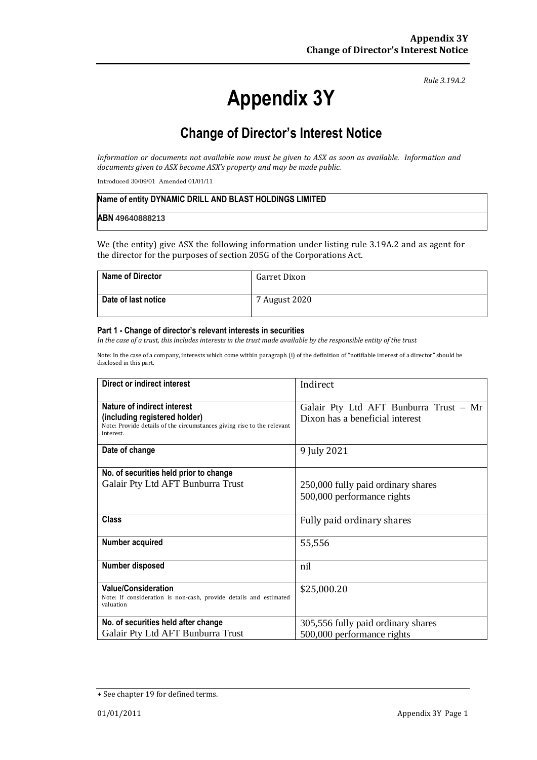*Rule 3.19A.2*

# Appendix 3Y

## Change of Director's Interest Notice

*Information or documents not available now must be given to ASX as soon as available. Information and documents given to ASX become ASX's property and may be made public.*

Introduced 30/09/01 Amended 01/01/11

| **Name of entity DYNAMIC DRILL AND BLAST HOLDINGS LIMITED** |
|---|
| **ABN 49640888213** |

We (the entity) give ASX the following information under listing rule 3.19A.2 and as agent for the director for the purposes of section 205G of the Corporations Act.

| | |
|---|---|
| **Name of Director** | Garret Dixon |
| **Date of last notice** | 7 August 2020 |

#### Part 1 - Change of director's relevant interests in securities

*In the case of a trust, this includes interests in the trust made available by the responsible entity of the trust*

Note: In the case of a company, interests which come within paragraph (i) of the definition of "notifiable interest of a director" should be disclosed in this part.

| | |
|---|---|
| **Direct or indirect interest** | Indirect |
| **Nature of indirect interest (including registered holder)** Note: Provide details of the circumstances giving rise to the relevant interest. | Galair Pty Ltd AFT Bunburra Trust – Mr Dixon has a beneficial interest |
| **Date of change** | 9 July 2021 |
| **No. of securities held prior to change** Galair Pty Ltd AFT Bunburra Trust | 250,000 fully paid ordinary shares<br>500,000 performance rights |
| **Class** | Fully paid ordinary shares |
| **Number acquired** | 55,556 |
| **Number disposed** | nil |
| **Value/Consideration** Note: If consideration is non-cash, provide details and estimated valuation | $25,000.20 |
| **No. of securities held after change** Galair Pty Ltd AFT Bunburra Trust | 305,556 fully paid ordinary shares<br>500,000 performance rights |

+ See chapter 19 for defined terms.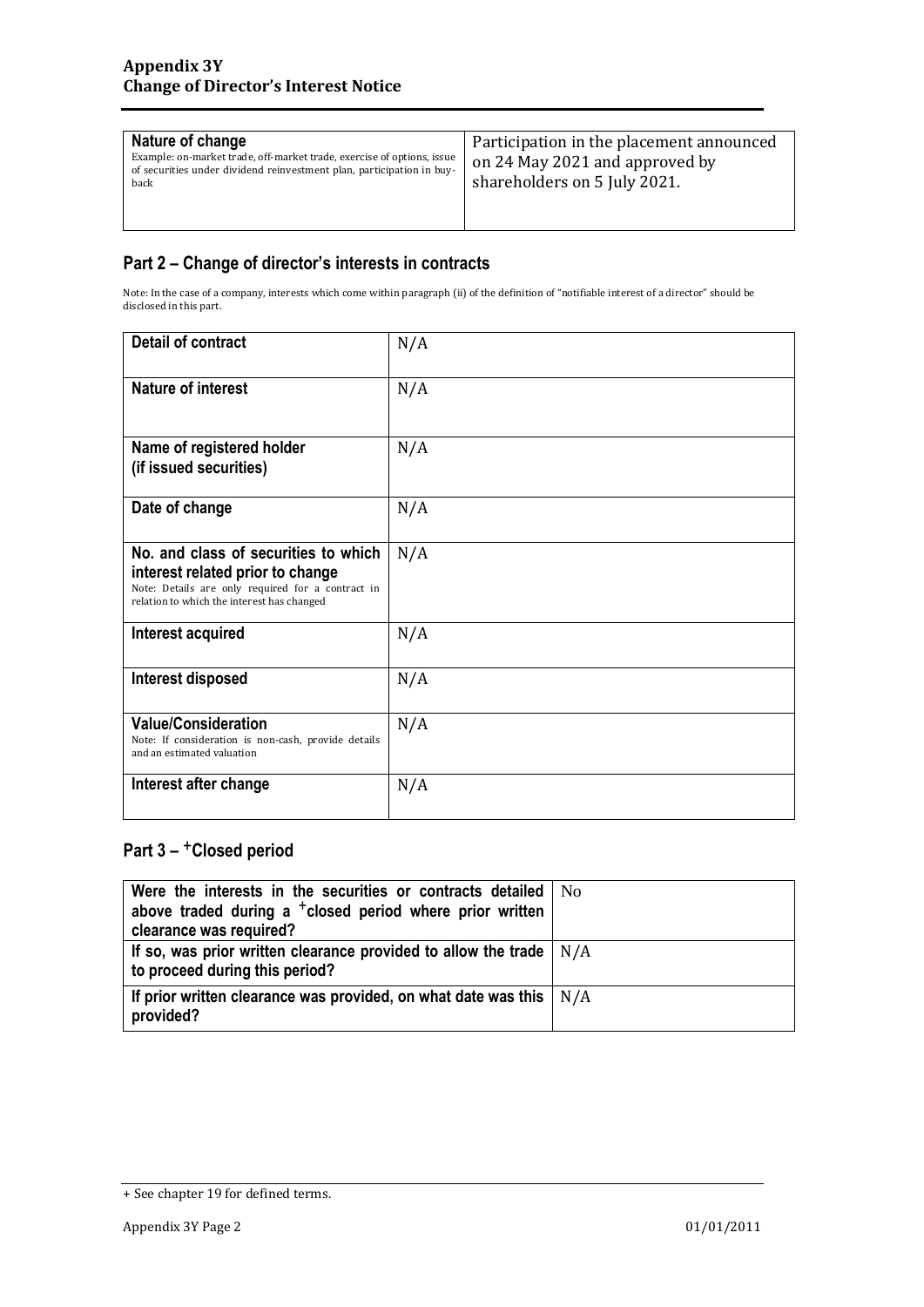| | |
|---|---|
| **Nature of change**<br>Example: on-market trade, off-market trade, exercise of options, issue of securities under dividend reinvestment plan, participation in buy-back | Participation in the placement announced on 24 May 2021 and approved by shareholders on 5 July 2021. |

## Part 2 – Change of director's interests in contracts

Note: In the case of a company, interests which come within paragraph (ii) of the definition of "notifiable interest of a director" should be disclosed in this part.

| | |
|---|---|
| **Detail of contract** | N/A |
| **Nature of interest** | N/A |
| **Name of registered holder (if issued securities)** | N/A |
| **Date of change** | N/A |
| **No. and class of securities to which interest related prior to change**<br>Note: Details are only required for a contract in relation to which the interest has changed | N/A |
| **Interest acquired** | N/A |
| **Interest disposed** | N/A |
| **Value/Consideration**<br>Note: If consideration is non-cash, provide details and an estimated valuation | N/A |
| **Interest after change** | N/A |

## Part 3 – +Closed period

| | |
|---|---|
| **Were the interests in the securities or contracts detailed above traded during a +closed period where prior written clearance was required?** | No |
| **If so, was prior written clearance provided to allow the trade to proceed during this period?** | N/A |
| **If prior written clearance was provided, on what date was this provided?** | N/A |

+ See chapter 19 for defined terms.